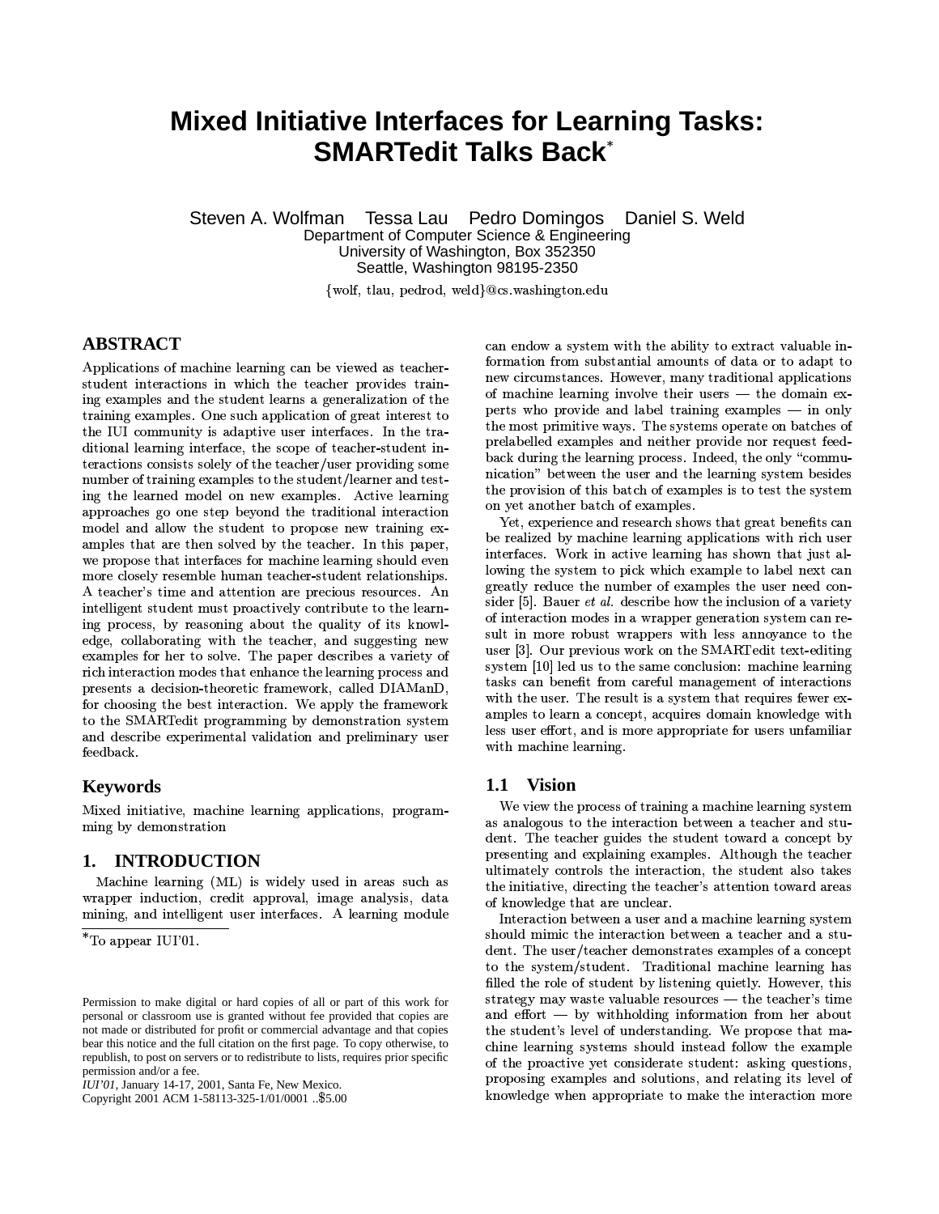# Mixed Initiative Interfaces for Learning Tasks: SMARTedit Talks Back*

Steven A. Wolfman Tessa Lau Pedro Domingos Daniel S. Weld
Department of Computer Science & Engineering
University of Washington, Box 352350
Seattle, Washington 98195-2350

{wolf, tlau, pedrod, weld}@cs.washington.edu

## ABSTRACT

Applications of machine learning can be viewed as teacher-student interactions in which the teacher provides training examples and the student learns a generalization of the training examples. One such application of great interest to the IUI community is adaptive user interfaces. In the traditional learning interface, the scope of teacher-student interactions consists solely of the teacher/user providing some number of training examples to the student/learner and testing the learned model on new examples. Active learning approaches go one step beyond the traditional interaction model and allow the student to propose new training examples that are then solved by the teacher. In this paper, we propose that interfaces for machine learning should even more closely resemble human teacher-student relationships. A teacher's time and attention are precious resources. An intelligent student must proactively contribute to the learning process, by reasoning about the quality of its knowledge, collaborating with the teacher, and suggesting new examples for her to solve. The paper describes a variety of rich interaction modes that enhance the learning process and presents a decision-theoretic framework, called DIAManD, for choosing the best interaction. We apply the framework to the SMARTedit programming by demonstration system and describe experimental validation and preliminary user feedback.

## Keywords

Mixed initiative, machine learning applications, programming by demonstration

## 1. INTRODUCTION

Machine learning (ML) is widely used in areas such as wrapper induction, credit approval, image analysis, data mining, and intelligent user interfaces. A learning module can endow a system with the ability to extract valuable information from substantial amounts of data or to adapt to new circumstances. However, many traditional applications of machine learning involve their users — the domain experts who provide and label training examples — in only the most primitive ways. The systems operate on batches of prelabelled examples and neither provide nor request feedback during the learning process. Indeed, the only "communication" between the user and the learning system besides the provision of this batch of examples is to test the system on yet another batch of examples.

Yet, experience and research shows that great benefits can be realized by machine learning applications with rich user interfaces. Work in active learning has shown that just allowing the system to pick which example to label next can greatly reduce the number of examples the user need consider [5]. Bauer *et al.* describe how the inclusion of a variety of interaction modes in a wrapper generation system can result in more robust wrappers with less annoyance to the user [3]. Our previous work on the SMARTedit text-editing system [10] led us to the same conclusion: machine learning tasks can benefit from careful management of interactions with the user. The result is a system that requires fewer examples to learn a concept, acquires domain knowledge with less user effort, and is more appropriate for users unfamiliar with machine learning.

### 1.1 Vision

We view the process of training a machine learning system as analogous to the interaction between a teacher and student. The teacher guides the student toward a concept by presenting and explaining examples. Although the teacher ultimately controls the interaction, the student also takes the initiative, directing the teacher's attention toward areas of knowledge that are unclear.

Interaction between a user and a machine learning system should mimic the interaction between a teacher and a student. The user/teacher demonstrates examples of a concept to the system/student. Traditional machine learning has filled the role of student by listening quietly. However, this strategy may waste valuable resources — the teacher's time and effort — by withholding information from her about the student's level of understanding. We propose that machine learning systems should instead follow the example of the proactive yet considerate student: asking questions, proposing examples and solutions, and relating its level of knowledge when appropriate to make the interaction more

*To appear IUI'01.

Permission to make digital or hard copies of all or part of this work for personal or classroom use is granted without fee provided that copies are not made or distributed for profit or commercial advantage and that copies bear this notice and the full citation on the first page. To copy otherwise, to republish, to post on servers or to redistribute to lists, requires prior specific permission and/or a fee.
*IUI'01,* January 14-17, 2001, Santa Fe, New Mexico.
Copyright 2001 ACM 1-58113-325-1/01/0001 ..$5.00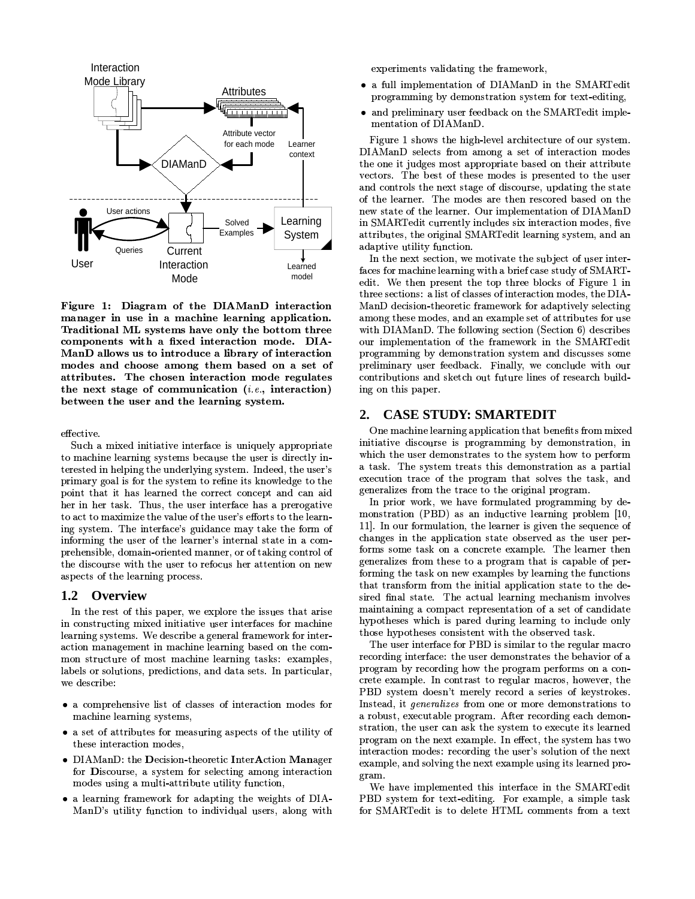**Figure 1: Diagram of the DIAManD interaction manager in use in a machine learning application. Traditional ML systems have only the bottom three components with a fixed interaction mode. DIAManD allows us to introduce a library of interaction modes and choose among them based on a set of attributes. The chosen interaction mode regulates the next stage of communication (*i.e.*, interaction) between the user and the learning system.**

effective.

Such a mixed initiative interface is uniquely appropriate to machine learning systems because the user is directly interested in helping the underlying system. Indeed, the user's primary goal is for the system to refine its knowledge to the point that it has learned the correct concept and can aid her in her task. Thus, the user interface has a prerogative to act to maximize the value of the user's efforts to the learning system. The interface's guidance may take the form of informing the user of the learner's internal state in a comprehensible, domain-oriented manner, or of taking control of the discourse with the user to refocus her attention on new aspects of the learning process.

## 1.2 Overview

In the rest of this paper, we explore the issues that arise in constructing mixed initiative user interfaces for machine learning systems. We describe a general framework for interaction management in machine learning based on the common structure of most machine learning tasks: examples, labels or solutions, predictions, and data sets. In particular, we describe:

- a comprehensive list of classes of interaction modes for machine learning systems,
- a set of attributes for measuring aspects of the utility of these interaction modes,
- DIAManD: the **D**ecision-theoretic **I**nter**A**ction **Man**ager for **D**iscourse, a system for selecting among interaction modes using a multi-attribute utility function,
- a learning framework for adapting the weights of DIAManD's utility function to individual users, along with experiments validating the framework,
- a full implementation of DIAManD in the SMARTedit programming by demonstration system for text-editing,
- and preliminary user feedback on the SMARTedit implementation of DIAManD.

Figure 1 shows the high-level architecture of our system. DIAManD selects from among a set of interaction modes the one it judges most appropriate based on their attribute vectors. The best of these modes is presented to the user and controls the next stage of discourse, updating the state of the learner. The modes are then rescored based on the new state of the learner. Our implementation of DIAManD in SMARTedit currently includes six interaction modes, five attributes, the original SMARTedit learning system, and an adaptive utility function.

In the next section, we motivate the subject of user interfaces for machine learning with a brief case study of SMARTedit. We then present the top three blocks of Figure 1 in three sections: a list of classes of interaction modes, the DIAManD decision-theoretic framework for adaptively selecting among these modes, and an example set of attributes for use with DIAManD. The following section (Section 6) describes our implementation of the framework in the SMARTedit programming by demonstration system and discusses some preliminary user feedback. Finally, we conclude with our contributions and sketch out future lines of research building on this paper.

## 2. CASE STUDY: SMARTEDIT

One machine learning application that benefits from mixed initiative discourse is programming by demonstration, in which the user demonstrates to the system how to perform a task. The system treats this demonstration as a partial execution trace of the program that solves the task, and generalizes from the trace to the original program.

In prior work, we have formulated programming by demonstration (PBD) as an inductive learning problem [10, 11]. In our formulation, the learner is given the sequence of changes in the application state observed as the user performs some task on a concrete example. The learner then generalizes from these to a program that is capable of performing the task on new examples by learning the functions that transform from the initial application state to the desired final state. The actual learning mechanism involves maintaining a compact representation of a set of candidate hypotheses which is pared during learning to include only those hypotheses consistent with the observed task.

The user interface for PBD is similar to the regular macro recording interface: the user demonstrates the behavior of a program by recording how the program performs on a concrete example. In contrast to regular macros, however, the PBD system doesn't merely record a series of keystrokes. Instead, it *generalizes* from one or more demonstrations to a robust, executable program. After recording each demonstration, the user can ask the system to execute its learned program on the next example. In effect, the system has two interaction modes: recording the user's solution of the next example, and solving the next example using its learned program.

We have implemented this interface in the SMARTedit PBD system for text-editing. For example, a simple task for SMARTedit is to delete HTML comments from a text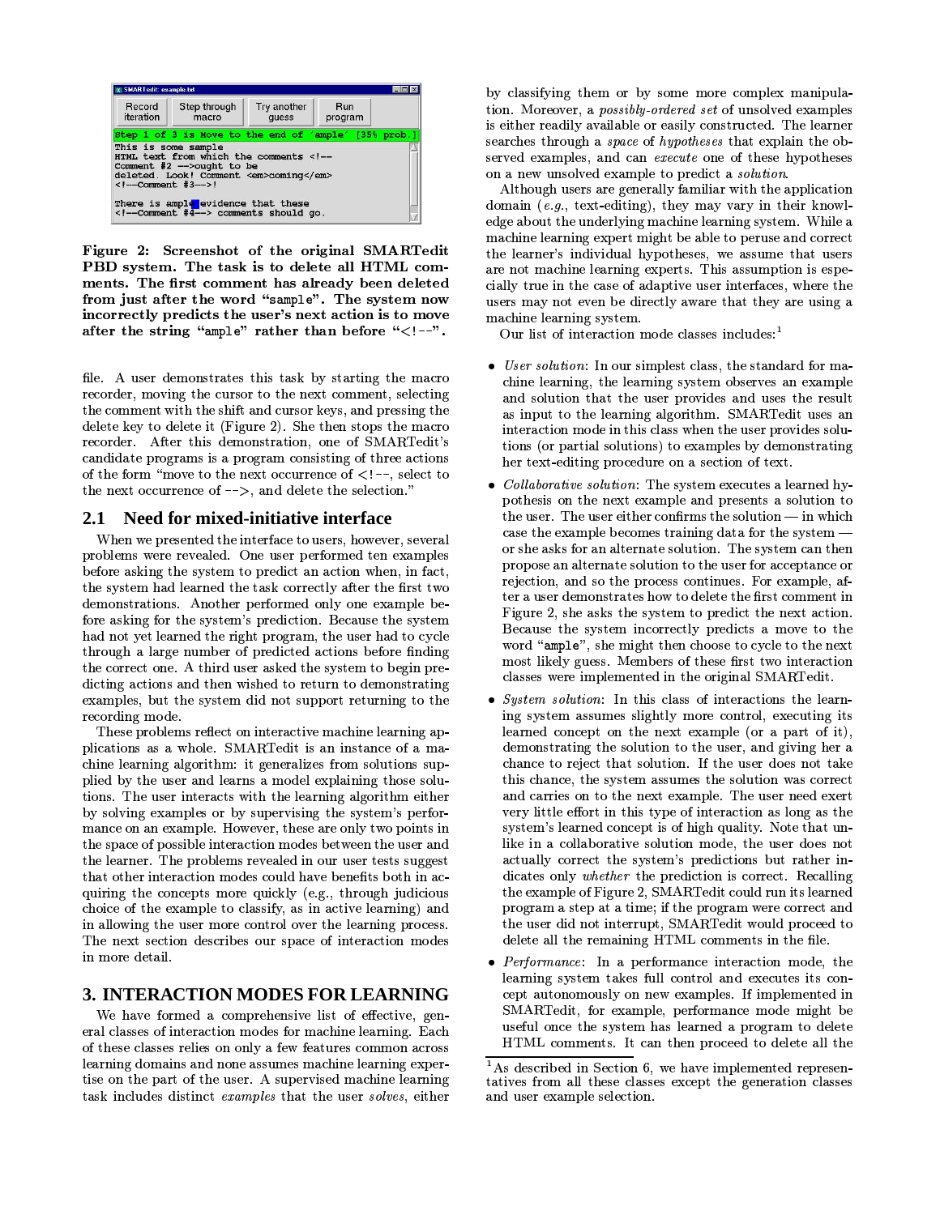Figure 2: Screenshot of the original SMARTedit PBD system. The task is to delete all HTML comments. The first comment has already been deleted from just after the word "sample". The system now incorrectly predicts the user's next action is to move after the string "ample" rather than before "<!--".

file. A user demonstrates this task by starting the macro recorder, moving the cursor to the next comment, selecting the comment with the shift and cursor keys, and pressing the delete key to delete it (Figure 2). She then stops the macro recorder. After this demonstration, one of SMARTedit's candidate programs is a program consisting of three actions of the form "move to the next occurrence of `<!--`, select to the next occurrence of `-->`, and delete the selection."

## 2.1 Need for mixed-initiative interface

When we presented the interface to users, however, several problems were revealed. One user performed ten examples before asking the system to predict an action when, in fact, the system had learned the task correctly after the first two demonstrations. Another performed only one example before asking for the system's prediction. Because the system had not yet learned the right program, the user had to cycle through a large number of predicted actions before finding the correct one. A third user asked the system to begin predicting actions and then wished to return to demonstrating examples, but the system did not support returning to the recording mode.

These problems reflect on interactive machine learning applications as a whole. SMARTedit is an instance of a machine learning algorithm: it generalizes from solutions supplied by the user and learns a model explaining those solutions. The user interacts with the learning algorithm either by solving examples or by supervising the system's performance on an example. However, these are only two points in the space of possible interaction modes between the user and the learner. The problems revealed in our user tests suggest that other interaction modes could have benefits both in acquiring the concepts more quickly (e.g., through judicious choice of the example to classify, as in active learning) and in allowing the user more control over the learning process. The next section describes our space of interaction modes in more detail.

# 3. INTERACTION MODES FOR LEARNING

We have formed a comprehensive list of effective, general classes of interaction modes for machine learning. Each of these classes relies on only a few features common across learning domains and none assumes machine learning expertise on the part of the user. A supervised machine learning task includes distinct *examples* that the user *solves*, either by classifying them or by some more complex manipulation. Moreover, a *possibly-ordered set* of unsolved examples is either readily available or easily constructed. The learner searches through a *space* of *hypotheses* that explain the observed examples, and can *execute* one of these hypotheses on a new unsolved example to predict a *solution*.

Although users are generally familiar with the application domain (*e.g.*, text-editing), they may vary in their knowledge about the underlying machine learning system. While a machine learning expert might be able to peruse and correct the learner's individual hypotheses, we assume that users are not machine learning experts. This assumption is especially true in the case of adaptive user interfaces, where the users may not even be directly aware that they are using a machine learning system.

Our list of interaction mode classes includes:[1]

- *User solution*: In our simplest class, the standard for machine learning, the learning system observes an example and solution that the user provides and uses the result as input to the learning algorithm. SMARTedit uses an interaction mode in this class when the user provides solutions (or partial solutions) to examples by demonstrating her text-editing procedure on a section of text.
- *Collaborative solution*: The system executes a learned hypothesis on the next example and presents a solution to the user. The user either confirms the solution — in which case the example becomes training data for the system — or she asks for an alternate solution. The system can then propose an alternate solution to the user for acceptance or rejection, and so the process continues. For example, after a user demonstrates how to delete the first comment in Figure 2, she asks the system to predict the next action. Because the system incorrectly predicts a move to the word "`ample`", she might then choose to cycle to the next most likely guess. Members of these first two interaction classes were implemented in the original SMARTedit.
- *System solution*: In this class of interactions the learning system assumes slightly more control, executing its learned concept on the next example (or a part of it), demonstrating the solution to the user, and giving her a chance to reject that solution. If the user does not take this chance, the system assumes the solution was correct and carries on to the next example. The user need exert very little effort in this type of interaction as long as the system's learned concept is of high quality. Note that unlike in a collaborative solution mode, the user does not actually correct the system's predictions but rather indicates only *whether* the prediction is correct. Recalling the example of Figure 2, SMARTedit could run its learned program a step at a time; if the program were correct and the user did not interrupt, SMARTedit would proceed to delete all the remaining HTML comments in the file.
- *Performance*: In a performance interaction mode, the learning system takes full control and executes its concept autonomously on new examples. If implemented in SMARTedit, for example, performance mode might be useful once the system has learned a program to delete HTML comments. It can then proceed to delete all the

[1] As described in Section 6, we have implemented representatives from all these classes except the generation classes and user example selection.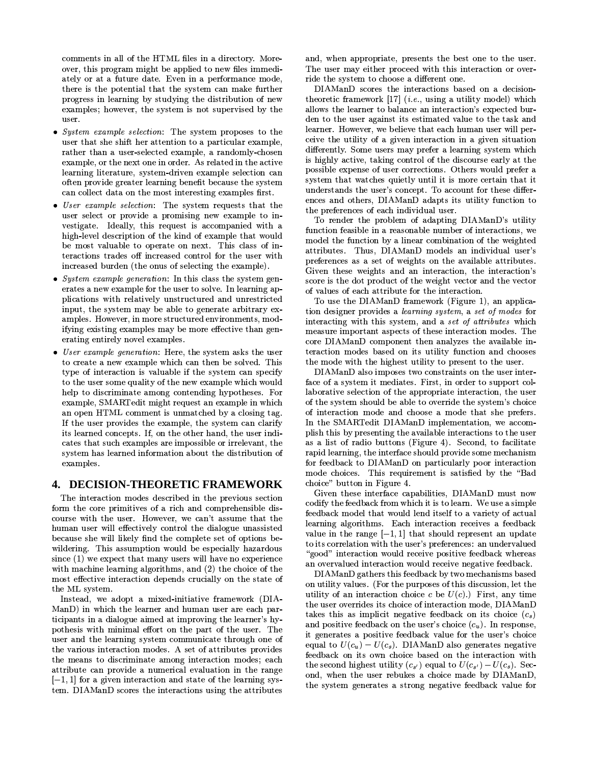comments in all of the HTML files in a directory. Moreover, this program might be applied to new files immediately or at a future date. Even in a performance mode, there is the potential that the system can make further progress in learning by studying the distribution of new examples; however, the system is not supervised by the user.

- *System example selection*: The system proposes to the user that she shift her attention to a particular example, rather than a user-selected example, a randomly-chosen example, or the next one in order. As related in the active learning literature, system-driven example selection can often provide greater learning benefit because the system can collect data on the most interesting examples first.
- *User example selection*: The system requests that the user select or provide a promising new example to investigate. Ideally, this request is accompanied with a high-level description of the kind of example that would be most valuable to operate on next. This class of interactions trades off increased control for the user with increased burden (the onus of selecting the example).
- *System example generation*: In this class the system generates a new example for the user to solve. In learning applications with relatively unstructured and unrestricted input, the system may be able to generate arbitrary examples. However, in more structured environments, modifying existing examples may be more effective than generating entirely novel examples.
- *User example generation*: Here, the system asks the user to create a new example which can then be solved. This type of interaction is valuable if the system can specify to the user some quality of the new example which would help to discriminate among contending hypotheses. For example, SMARTedit might request an example in which an open HTML comment is unmatched by a closing tag. If the user provides the example, the system can clarify its learned concepts. If, on the other hand, the user indicates that such examples are impossible or irrelevant, the system has learned information about the distribution of examples.

## 4. DECISION-THEORETIC FRAMEWORK

The interaction modes described in the previous section form the core primitives of a rich and comprehensible discourse with the user. However, we can't assume that the human user will effectively control the dialogue unassisted because she will likely find the complete set of options bewildering. This assumption would be especially hazardous since (1) we expect that many users will have no experience with machine learning algorithms, and (2) the choice of the most effective interaction depends crucially on the state of the ML system.

Instead, we adopt a mixed-initiative framework (DIAManD) in which the learner and human user are each participants in a dialogue aimed at improving the learner's hypothesis with minimal effort on the part of the user. The user and the learning system communicate through one of the various interaction modes. A set of attributes provides the means to discriminate among interaction modes; each attribute can provide a numerical evaluation in the range $[-1, 1]$ for a given interaction and state of the learning system. DIAManD scores the interactions using the attributes and, when appropriate, presents the best one to the user. The user may either proceed with this interaction or override the system to choose a different one.

DIAManD scores the interactions based on a decision-theoretic framework [17] (*i.e.*, using a utility model) which allows the learner to balance an interaction's expected burden to the user against its estimated value to the task and learner. However, we believe that each human user will perceive the utility of a given interaction in a given situation differently. Some users may prefer a learning system which is highly active, taking control of the discourse early at the possible expense of user corrections. Others would prefer a system that watches quietly until it is more certain that it understands the user's concept. To account for these differences and others, DIAManD adapts its utility function to the preferences of each individual user.

To render the problem of adapting DIAManD's utility function feasible in a reasonable number of interactions, we model the function by a linear combination of the weighted attributes. Thus, DIAManD models an individual user's preferences as a set of weights on the available attributes. Given these weights and an interaction, the interaction's score is the dot product of the weight vector and the vector of values of each attribute for the interaction.

To use the DIAManD framework (Figure 1), an application designer provides a *learning system*, a *set of modes* for interacting with this system, and a *set of attributes* which measure important aspects of these interaction modes. The core DIAManD component then analyzes the available interaction modes based on its utility function and chooses the mode with the highest utility to present to the user.

DIAManD also imposes two constraints on the user interface of a system it mediates. First, in order to support collaborative selection of the appropriate interaction, the user of the system should be able to override the system's choice of interaction mode and choose a mode that she prefers. In the SMARTedit DIAManD implementation, we accomplish this by presenting the available interactions to the user as a list of radio buttons (Figure 4). Second, to facilitate rapid learning, the interface should provide some mechanism for feedback to DIAManD on particularly poor interaction mode choices. This requirement is satisfied by the "Bad choice" button in Figure 4.

Given these interface capabilities, DIAManD must now codify the feedback from which it is to learn. We use a simple feedback model that would lend itself to a variety of actual learning algorithms. Each interaction receives a feedback value in the range $[-1, 1]$ that should represent an update to its correlation with the user's preferences: an undervalued "good" interaction would receive positive feedback whereas an overvalued interaction would receive negative feedback.

DIAManD gathers this feedback by two mechanisms based on utility values. (For the purposes of this discussion, let the utility of an interaction choice $c$ be $U(c)$.) First, any time the user overrides its choice of interaction mode, DIAManD takes this as implicit negative feedback on its choice ($c_s$) and positive feedback on the user's choice ($c_u$). In response, it generates a positive feedback value for the user's choice equal to $U(c_u) - U(c_s)$. DIAManD also generates negative feedback on its own choice based on the interaction with the second highest utility ($c_{s'}$) equal to $U(c_{s'}) - U(c_s)$. Second, when the user rebukes a choice made by DIAManD, the system generates a strong negative feedback value for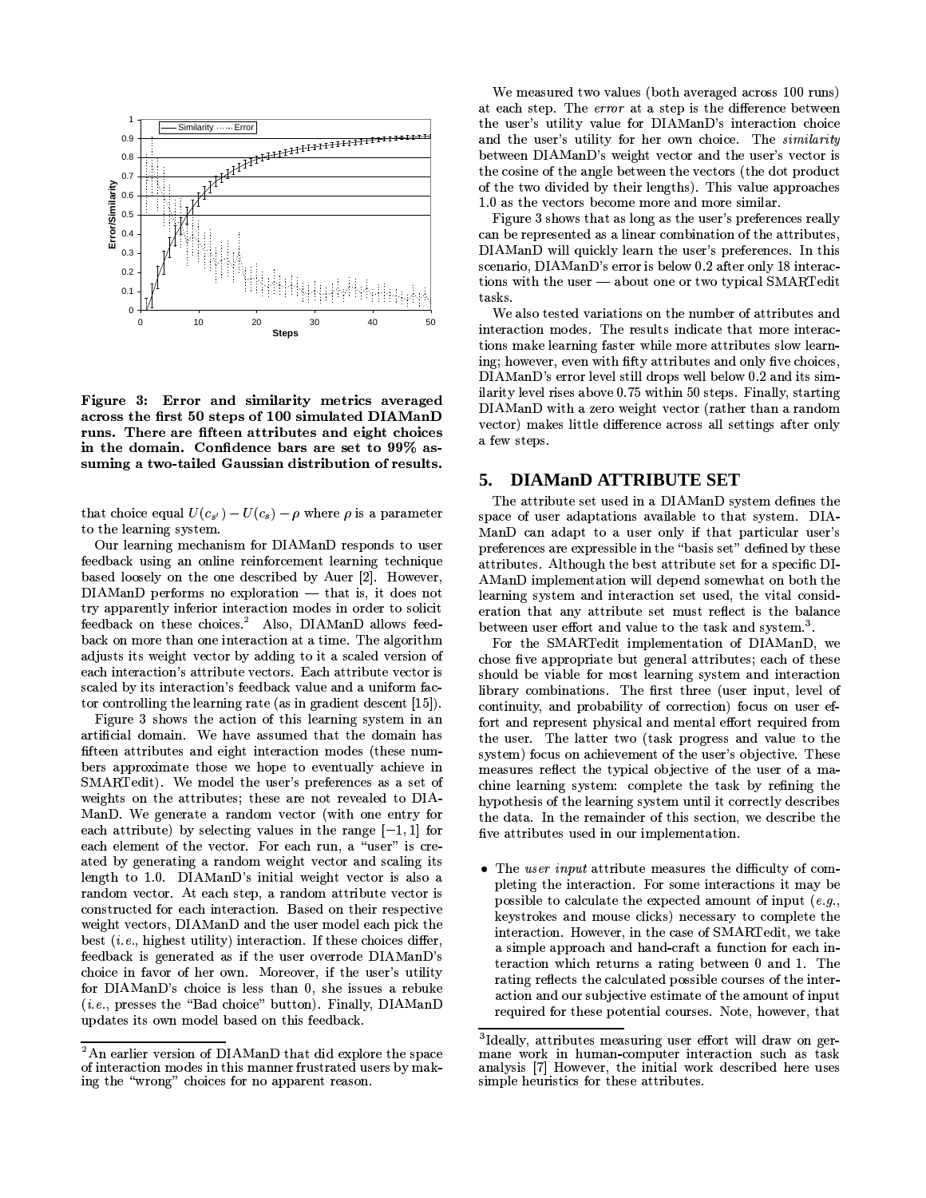Figure 3: Error and similarity metrics averaged across the first 50 steps of 100 simulated DIAManD runs. There are fifteen attributes and eight choices in the domain. Confidence bars are set to 99% assuming a two-tailed Gaussian distribution of results.

that choice equal $U(c_{s'}) - U(c_s) - \rho$ where $\rho$ is a parameter to the learning system.

Our learning mechanism for DIAManD responds to user feedback using an online reinforcement learning technique based loosely on the one described by Auer [2]. However, DIAManD performs no exploration — that is, it does not try apparently inferior interaction modes in order to solicit feedback on these choices.[2] Also, DIAManD allows feedback on more than one interaction at a time. The algorithm adjusts its weight vector by adding to it a scaled version of each interaction's attribute vectors. Each attribute vector is scaled by its interaction's feedback value and a uniform factor controlling the learning rate (as in gradient descent [15]).

Figure 3 shows the action of this learning system in an artificial domain. We have assumed that the domain has fifteen attributes and eight interaction modes (these numbers approximate those we hope to eventually achieve in SMARTedit). We model the user's preferences as a set of weights on the attributes; these are not revealed to DIAManD. We generate a random vector (with one entry for each attribute) by selecting values in the range $[-1, 1]$ for each element of the vector. For each run, a "user" is created by generating a random weight vector and scaling its length to 1.0. DIAManD's initial weight vector is also a random vector. At each step, a random attribute vector is constructed for each interaction. Based on their respective weight vectors, DIAManD and the user model each pick the best (*i.e.*, highest utility) interaction. If these choices differ, feedback is generated as if the user overrode DIAManD's choice in favor of her own. Moreover, if the user's utility for DIAManD's choice is less than 0, she issues a rebuke (*i.e.*, presses the "Bad choice" button). Finally, DIAManD updates its own model based on this feedback.

We measured two values (both averaged across 100 runs) at each step. The *error* at a step is the difference between the user's utility value for DIAManD's interaction choice and the user's utility for her own choice. The *similarity* between DIAManD's weight vector and the user's vector is the cosine of the angle between the vectors (the dot product of the two divided by their lengths). This value approaches 1.0 as the vectors become more and more similar.

Figure 3 shows that as long as the user's preferences really can be represented as a linear combination of the attributes, DIAManD will quickly learn the user's preferences. In this scenario, DIAManD's error is below 0.2 after only 18 interactions with the user — about one or two typical SMARTedit tasks.

We also tested variations on the number of attributes and interaction modes. The results indicate that more interactions make learning faster while more attributes slow learning; however, even with fifty attributes and only five choices, DIAManD's error level still drops well below 0.2 and its similarity level rises above 0.75 within 50 steps. Finally, starting DIAManD with a zero weight vector (rather than a random vector) makes little difference across all settings after only a few steps.

## 5. DIAManD ATTRIBUTE SET

The attribute set used in a DIAManD system defines the space of user adaptations available to that system. DIAManD can adapt to a user only if that particular user's preferences are expressible in the "basis set" defined by these attributes. Although the best attribute set for a specific DIAManD implementation will depend somewhat on both the learning system and interaction set used, the vital consideration that any attribute set must reflect is the balance between user effort and value to the task and system.[3].

For the SMARTedit implementation of DIAManD, we chose five appropriate but general attributes; each of these should be viable for most learning system and interaction library combinations. The first three (user input, level of continuity, and probability of correction) focus on user effort and represent physical and mental effort required from the user. The latter two (task progress and value to the system) focus on achievement of the user's objective. These measures reflect the typical objective of the user of a machine learning system: complete the task by refining the hypothesis of the learning system until it correctly describes the data. In the remainder of this section, we describe the five attributes used in our implementation.

- The *user input* attribute measures the difficulty of completing the interaction. For some interactions it may be possible to calculate the expected amount of input (*e.g.*, keystrokes and mouse clicks) necessary to complete the interaction. However, in the case of SMARTedit, we take a simple approach and hand-craft a function for each interaction which returns a rating between 0 and 1. The rating reflects the calculated possible courses of the interaction and our subjective estimate of the amount of input required for these potential courses. Note, however, that

[2] An earlier version of DIAManD that did explore the space of interaction modes in this manner frustrated users by making the "wrong" choices for no apparent reason.

[3] Ideally, attributes measuring user effort will draw on germane work in human-computer interaction such as task analysis [7] However, the initial work described here uses simple heuristics for these attributes.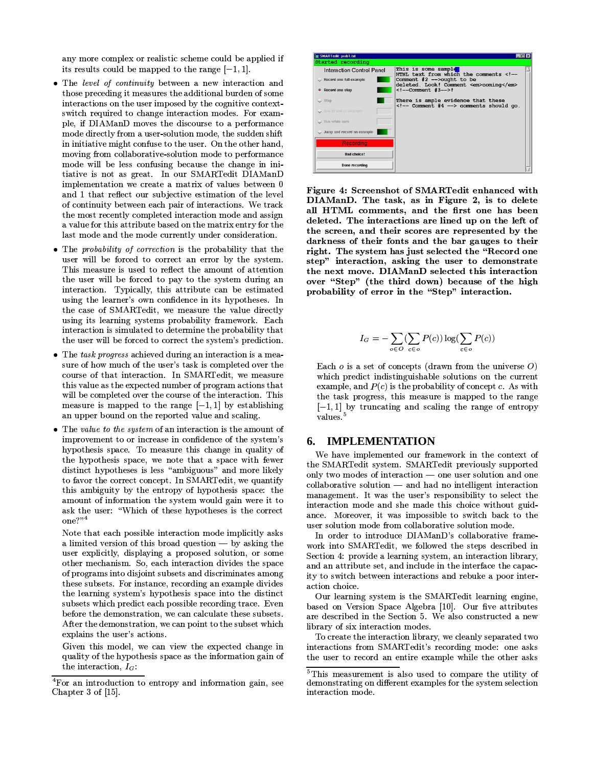any more complex or realistic scheme could be applied if its results could be mapped to the range $[-1, 1]$.

- The *level of continuity* between a new interaction and those preceding it measures the additional burden of some interactions on the user imposed by the cognitive context-switch required to change interaction modes. For example, if DIAManD moves the discourse to a performance mode directly from a user-solution mode, the sudden shift in initiative might confuse to the user. On the other hand, moving from collaborative-solution mode to performance mode will be less confusing because the change in initiative is not as great. In our SMARTedit DIAManD implementation we create a matrix of values between 0 and 1 that reflect our subjective estimation of the level of continuity between each pair of interactions. We track the most recently completed interaction mode and assign a value for this attribute based on the matrix entry for the last mode and the mode currently under consideration.
- The *probability of correction* is the probability that the user will be forced to correct an error by the system. This measure is used to reflect the amount of attention the user will be forced to pay to the system during an interaction. Typically, this attribute can be estimated using the learner's own confidence in its hypotheses. In the case of SMARTedit, we measure the value directly using its learning systems probability framework. Each interaction is simulated to determine the probability that the user will be forced to correct the system's prediction.
- The *task progress* achieved during an interaction is a measure of how much of the user's task is completed over the course of that interaction. In SMARTedit, we measure this value as the expected number of program actions that will be completed over the course of the interaction. This measure is mapped to the range $[-1, 1]$ by establishing an upper bound on the reported value and scaling.
- The *value to the system* of an interaction is the amount of improvement to or increase in confidence of the system's hypothesis space. To measure this change in quality of the hypothesis space, we note that a space with fewer distinct hypotheses is less "ambiguous" and more likely to favor the correct concept. In SMARTedit, we quantify this ambiguity by the entropy of hypothesis space: the amount of information the system would gain were it to ask the user: "Which of these hypotheses is the correct one?"[4]

  Note that each possible interaction mode implicitly asks a limited version of this broad question — by asking the user explicitly, displaying a proposed solution, or some other mechanism. So, each interaction divides the space of programs into disjoint subsets and discriminates among these subsets. For instance, recording an example divides the learning system's hypothesis space into the distinct subsets which predict each possible recording trace. Even before the demonstration, we can calculate these subsets. After the demonstration, we can point to the subset which explains the user's actions.

  Given this model, we can view the expected change in quality of the hypothesis space as the information gain of the interaction, $I_G$:

$$I_G = -\sum_{o \in O} \left(\sum_{c \in o} P(c)\right) \log\left(\sum_{c \in o} P(c)\right)$$

  Each $o$ is a set of concepts (drawn from the universe $O$) which predict indistinguishable solutions on the current example, and $P(c)$ is the probability of concept $c$. As with the task progress, this measure is mapped to the range $[-1, 1]$ by truncating and scaling the range of entropy values.[5]

[4]For an introduction to entropy and information gain, see Chapter 3 of [15].

**Figure 4: Screenshot of SMARTedit enhanced with DIAManD. The task, as in Figure 2, is to delete all HTML comments, and the first one has been deleted. The interactions are lined up on the left of the screen, and their scores are represented by the darkness of their fonts and the bar gauges to their right. The system has just selected the "Record one step" interaction, asking the user to demonstrate the next move. DIAManD selected this interaction over "Step" (the third down) because of the high probability of error in the "Step" interaction.**

## 6. IMPLEMENTATION

We have implemented our framework in the context of the SMARTedit system. SMARTedit previously supported only two modes of interaction — one user solution and one collaborative solution — and had no intelligent interaction management. It was the user's responsibility to select the interaction mode and she made this choice without guidance. Moreover, it was impossible to switch back to the user solution mode from collaborative solution mode.

In order to introduce DIAManD's collaborative framework into SMARTedit, we followed the steps described in Section 4: provide a learning system, an interaction library, and an attribute set, and include in the interface the capacity to switch between interactions and rebuke a poor interaction choice.

Our learning system is the SMARTedit learning engine, based on Version Space Algebra [10]. Our five attributes are described in the Section 5. We also constructed a new library of six interaction modes.

To create the interaction library, we cleanly separated two interactions from SMARTedit's recording mode: one asks the user to record an entire example while the other asks

[5]This measurement is also used to compare the utility of demonstrating on different examples for the system selection interaction mode.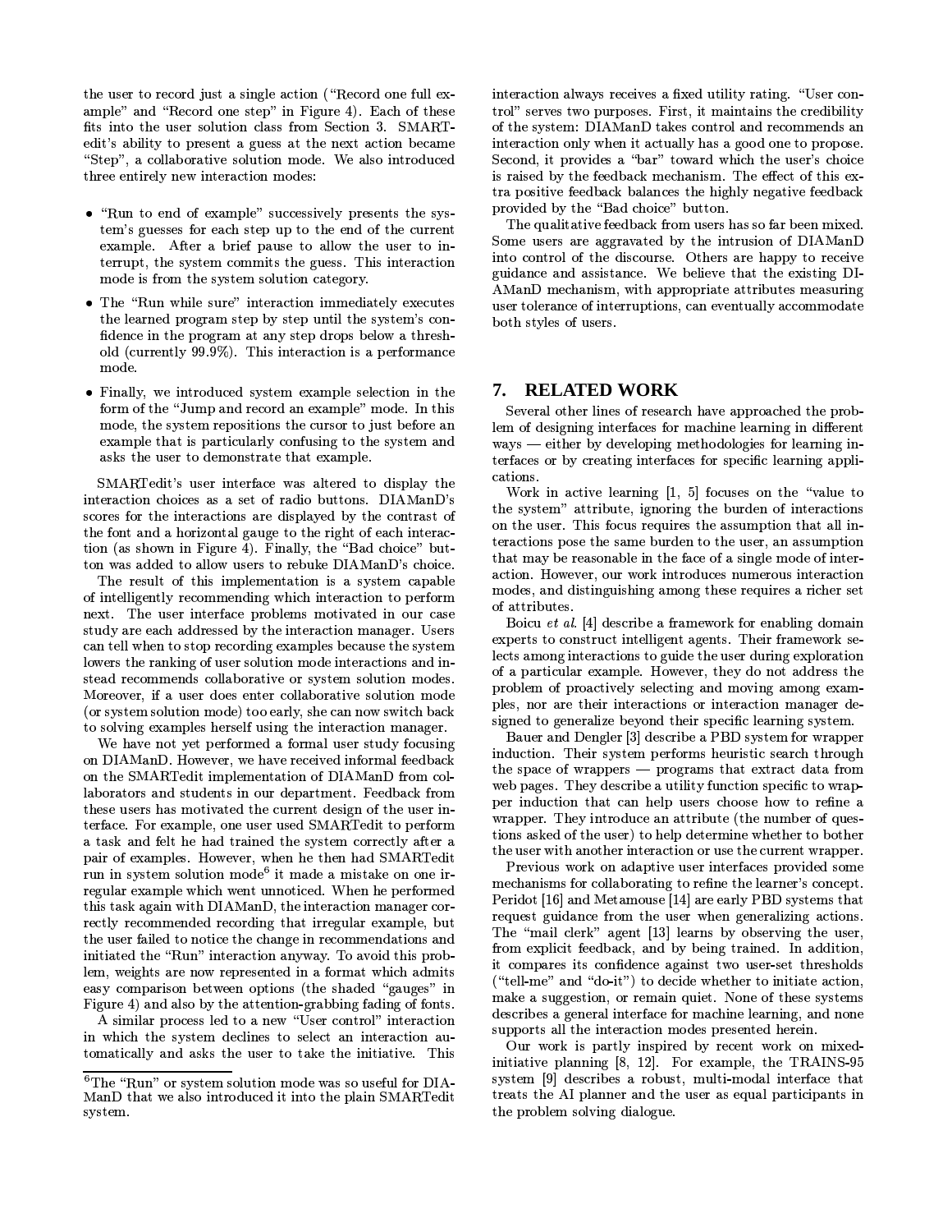the user to record just a single action ("Record one full example" and "Record one step" in Figure 4). Each of these fits into the user solution class from Section 3. SMARTedit's ability to present a guess at the next action became "Step", a collaborative solution mode. We also introduced three entirely new interaction modes:

- "Run to end of example" successively presents the system's guesses for each step up to the end of the current example. After a brief pause to allow the user to interrupt, the system commits the guess. This interaction mode is from the system solution category.
- The "Run while sure" interaction immediately executes the learned program step by step until the system's confidence in the program at any step drops below a threshold (currently 99.9%). This interaction is a performance mode.
- Finally, we introduced system example selection in the form of the "Jump and record an example" mode. In this mode, the system repositions the cursor to just before an example that is particularly confusing to the system and asks the user to demonstrate that example.

SMARTedit's user interface was altered to display the interaction choices as a set of radio buttons. DIAManD's scores for the interactions are displayed by the contrast of the font and a horizontal gauge to the right of each interaction (as shown in Figure 4). Finally, the "Bad choice" button was added to allow users to rebuke DIAManD's choice.

The result of this implementation is a system capable of intelligently recommending which interaction to perform next. The user interface problems motivated in our case study are each addressed by the interaction manager. Users can tell when to stop recording examples because the system lowers the ranking of user solution mode interactions and instead recommends collaborative or system solution modes. Moreover, if a user does enter collaborative solution mode (or system solution mode) too early, she can now switch back to solving examples herself using the interaction manager.

We have not yet performed a formal user study focusing on DIAManD. However, we have received informal feedback on the SMARTedit implementation of DIAManD from collaborators and students in our department. Feedback from these users has motivated the current design of the user interface. For example, one user used SMARTedit to perform a task and felt he had trained the system correctly after a pair of examples. However, when he then had SMARTedit run in system solution mode[6] it made a mistake on one irregular example which went unnoticed. When he performed this task again with DIAManD, the interaction manager correctly recommended recording that irregular example, but the user failed to notice the change in recommendations and initiated the "Run" interaction anyway. To avoid this problem, weights are now represented in a format which admits easy comparison between options (the shaded "gauges" in Figure 4) and also by the attention-grabbing fading of fonts.

A similar process led to a new "User control" interaction in which the system declines to select an interaction automatically and asks the user to take the initiative. This interaction always receives a fixed utility rating. "User control" serves two purposes. First, it maintains the credibility of the system: DIAManD takes control and recommends an interaction only when it actually has a good one to propose. Second, it provides a "bar" toward which the user's choice is raised by the feedback mechanism. The effect of this extra positive feedback balances the highly negative feedback provided by the "Bad choice" button.

The qualitative feedback from users has so far been mixed. Some users are aggravated by the intrusion of DIAManD into control of the discourse. Others are happy to receive guidance and assistance. We believe that the existing DIAManD mechanism, with appropriate attributes measuring user tolerance of interruptions, can eventually accommodate both styles of users.

[6] The "Run" or system solution mode was so useful for DIAManD that we also introduced it into the plain SMARTedit system.

## 7. RELATED WORK

Several other lines of research have approached the problem of designing interfaces for machine learning in different ways — either by developing methodologies for learning interfaces or by creating interfaces for specific learning applications.

Work in active learning [1, 5] focuses on the "value to the system" attribute, ignoring the burden of interactions on the user. This focus requires the assumption that all interactions pose the same burden to the user, an assumption that may be reasonable in the face of a single mode of interaction. However, our work introduces numerous interaction modes, and distinguishing among these requires a richer set of attributes.

Boicu *et al.* [4] describe a framework for enabling domain experts to construct intelligent agents. Their framework selects among interactions to guide the user during exploration of a particular example. However, they do not address the problem of proactively selecting and moving among examples, nor are their interactions or interaction manager designed to generalize beyond their specific learning system.

Bauer and Dengler [3] describe a PBD system for wrapper induction. Their system performs heuristic search through the space of wrappers — programs that extract data from web pages. They describe a utility function specific to wrapper induction that can help users choose how to refine a wrapper. They introduce an attribute (the number of questions asked of the user) to help determine whether to bother the user with another interaction or use the current wrapper.

Previous work on adaptive user interfaces provided some mechanisms for collaborating to refine the learner's concept. Peridot [16] and Metamouse [14] are early PBD systems that request guidance from the user when generalizing actions. The "mail clerk" agent [13] learns by observing the user, from explicit feedback, and by being trained. In addition, it compares its confidence against two user-set thresholds ("tell-me" and "do-it") to decide whether to initiate action, make a suggestion, or remain quiet. None of these systems describes a general interface for machine learning, and none supports all the interaction modes presented herein.

Our work is partly inspired by recent work on mixed-initiative planning [8, 12]. For example, the TRAINS-95 system [9] describes a robust, multi-modal interface that treats the AI planner and the user as equal participants in the problem solving dialogue.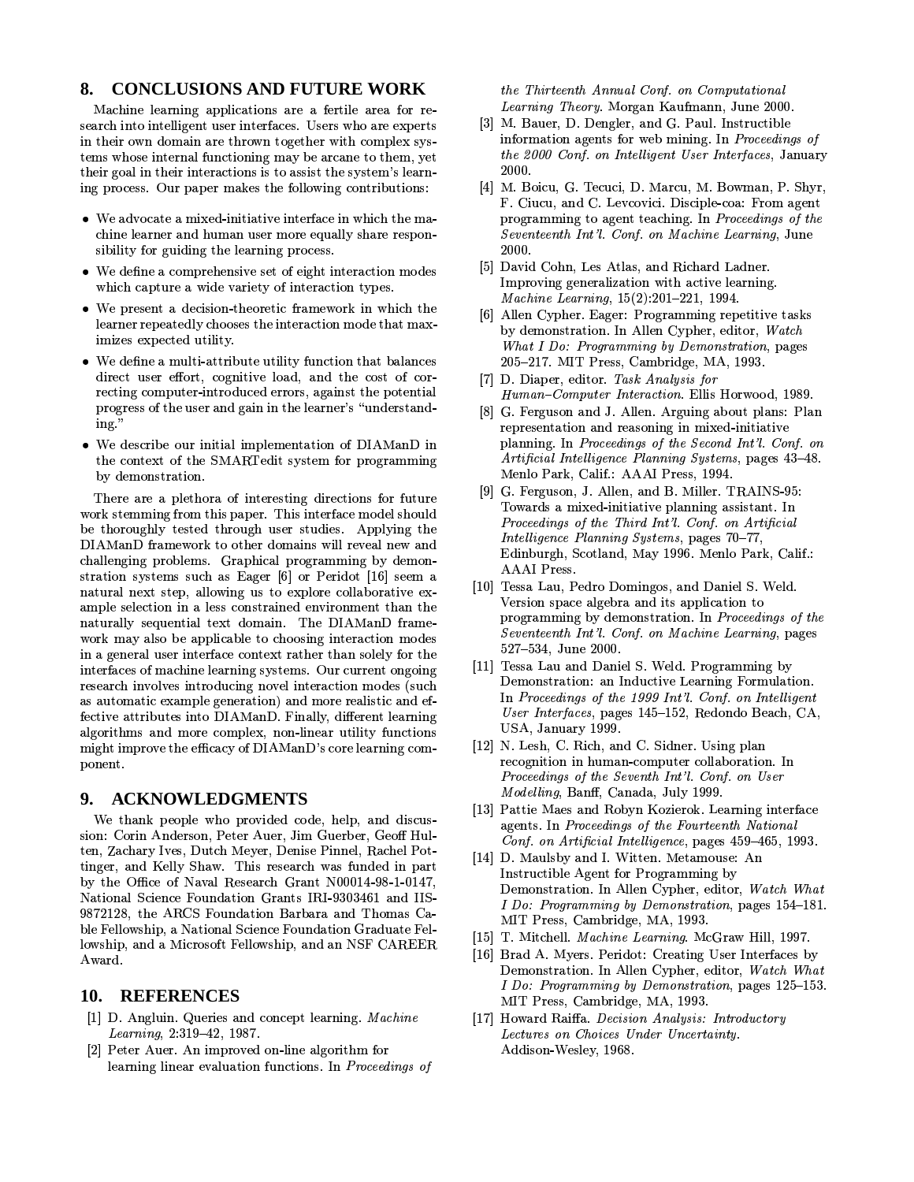## 8. CONCLUSIONS AND FUTURE WORK

Machine learning applications are a fertile area for research into intelligent user interfaces. Users who are experts in their own domain are thrown together with complex systems whose internal functioning may be arcane to them, yet their goal in their interactions is to assist the system's learning process. Our paper makes the following contributions:

- We advocate a mixed-initiative interface in which the machine learner and human user more equally share responsibility for guiding the learning process.
- We define a comprehensive set of eight interaction modes which capture a wide variety of interaction types.
- We present a decision-theoretic framework in which the learner repeatedly chooses the interaction mode that maximizes expected utility.
- We define a multi-attribute utility function that balances direct user effort, cognitive load, and the cost of correcting computer-introduced errors, against the potential progress of the user and gain in the learner's "understanding."
- We describe our initial implementation of DIAManD in the context of the SMARTedit system for programming by demonstration.

There are a plethora of interesting directions for future work stemming from this paper. This interface model should be thoroughly tested through user studies. Applying the DIAManD framework to other domains will reveal new and challenging problems. Graphical programming by demonstration systems such as Eager [6] or Peridot [16] seem a natural next step, allowing us to explore collaborative example selection in a less constrained environment than the naturally sequential text domain. The DIAManD framework may also be applicable to choosing interaction modes in a general user interface context rather than solely for the interfaces of machine learning systems. Our current ongoing research involves introducing novel interaction modes (such as automatic example generation) and more realistic and effective attributes into DIAManD. Finally, different learning algorithms and more complex, non-linear utility functions might improve the efficacy of DIAManD's core learning component.

## 9. ACKNOWLEDGMENTS

We thank people who provided code, help, and discussion: Corin Anderson, Peter Auer, Jim Guerber, Geoff Hulten, Zachary Ives, Dutch Meyer, Denise Pinnel, Rachel Pottinger, and Kelly Shaw. This research was funded in part by the Office of Naval Research Grant N00014-98-1-0147, National Science Foundation Grants IRI-9303461 and IIS-9872128, the ARCS Foundation Barbara and Thomas Cable Fellowship, a National Science Foundation Graduate Fellowship, and a Microsoft Fellowship, and an NSF CAREER Award.

## 10. REFERENCES

[1] D. Angluin. Queries and concept learning. *Machine Learning*, 2:319–42, 1987.

[2] Peter Auer. An improved on-line algorithm for learning linear evaluation functions. In *Proceedings of the Thirteenth Annual Conf. on Computational Learning Theory*. Morgan Kaufmann, June 2000.

[3] M. Bauer, D. Dengler, and G. Paul. Instructible information agents for web mining. In *Proceedings of the 2000 Conf. on Intelligent User Interfaces*, January 2000.

[4] M. Boicu, G. Tecuci, D. Marcu, M. Bowman, P. Shyr, F. Ciucu, and C. Levcovici. Disciple-coa: From agent programming to agent teaching. In *Proceedings of the Seventeenth Int'l. Conf. on Machine Learning*, June 2000.

[5] David Cohn, Les Atlas, and Richard Ladner. Improving generalization with active learning. *Machine Learning*, 15(2):201–221, 1994.

[6] Allen Cypher. Eager: Programming repetitive tasks by demonstration. In Allen Cypher, editor, *Watch What I Do: Programming by Demonstration*, pages 205–217. MIT Press, Cambridge, MA, 1993.

[7] D. Diaper, editor. *Task Analysis for Human–Computer Interaction*. Ellis Horwood, 1989.

[8] G. Ferguson and J. Allen. Arguing about plans: Plan representation and reasoning in mixed-initiative planning. In *Proceedings of the Second Int'l. Conf. on Artificial Intelligence Planning Systems*, pages 43–48. Menlo Park, Calif.: AAAI Press, 1994.

[9] G. Ferguson, J. Allen, and B. Miller. TRAINS-95: Towards a mixed-initiative planning assistant. In *Proceedings of the Third Int'l. Conf. on Artificial Intelligence Planning Systems*, pages 70–77, Edinburgh, Scotland, May 1996. Menlo Park, Calif.: AAAI Press.

[10] Tessa Lau, Pedro Domingos, and Daniel S. Weld. Version space algebra and its application to programming by demonstration. In *Proceedings of the Seventeenth Int'l. Conf. on Machine Learning*, pages 527–534, June 2000.

[11] Tessa Lau and Daniel S. Weld. Programming by Demonstration: an Inductive Learning Formulation. In *Proceedings of the 1999 Int'l. Conf. on Intelligent User Interfaces*, pages 145–152, Redondo Beach, CA, USA, January 1999.

[12] N. Lesh, C. Rich, and C. Sidner. Using plan recognition in human-computer collaboration. In *Proceedings of the Seventh Int'l. Conf. on User Modelling*, Banff, Canada, July 1999.

[13] Pattie Maes and Robyn Kozierok. Learning interface agents. In *Proceedings of the Fourteenth National Conf. on Artificial Intelligence*, pages 459–465, 1993.

[14] D. Maulsby and I. Witten. Metamouse: An Instructible Agent for Programming by Demonstration. In Allen Cypher, editor, *Watch What I Do: Programming by Demonstration*, pages 154–181. MIT Press, Cambridge, MA, 1993.

[15] T. Mitchell. *Machine Learning*. McGraw Hill, 1997.

[16] Brad A. Myers. Peridot: Creating User Interfaces by Demonstration. In Allen Cypher, editor, *Watch What I Do: Programming by Demonstration*, pages 125–153. MIT Press, Cambridge, MA, 1993.

[17] Howard Raiffa. *Decision Analysis: Introductory Lectures on Choices Under Uncertainty*. Addison-Wesley, 1968.